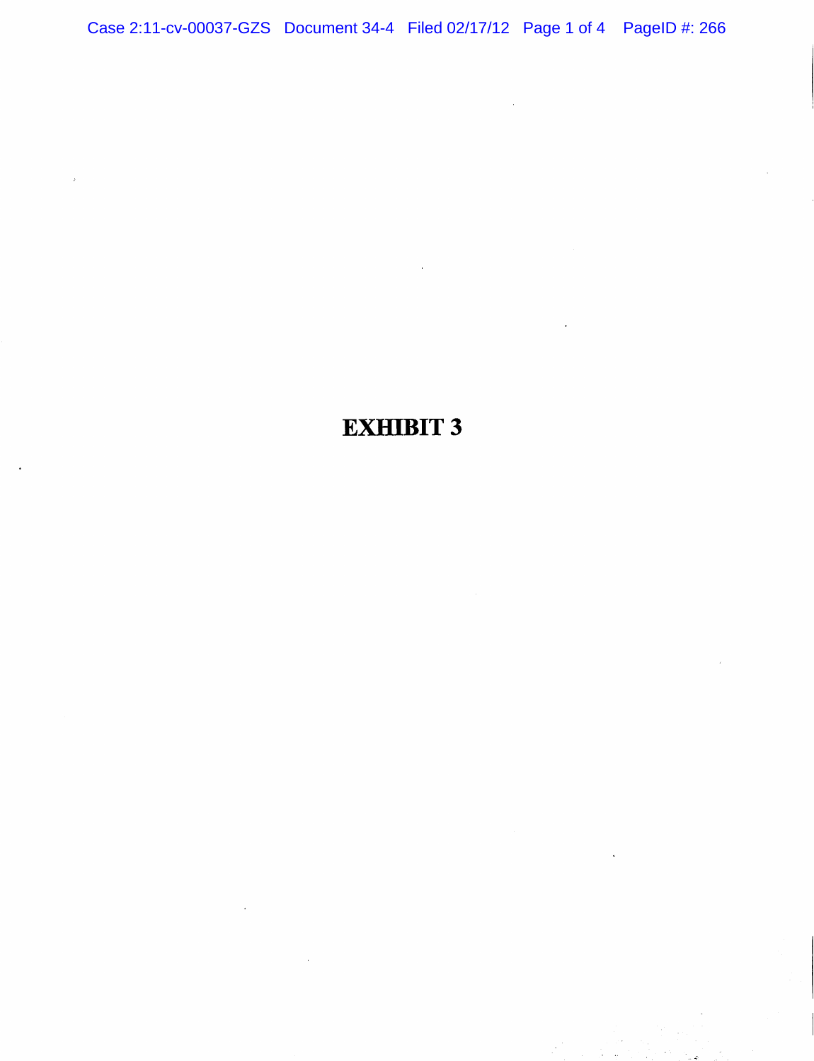# EXHIBIT 3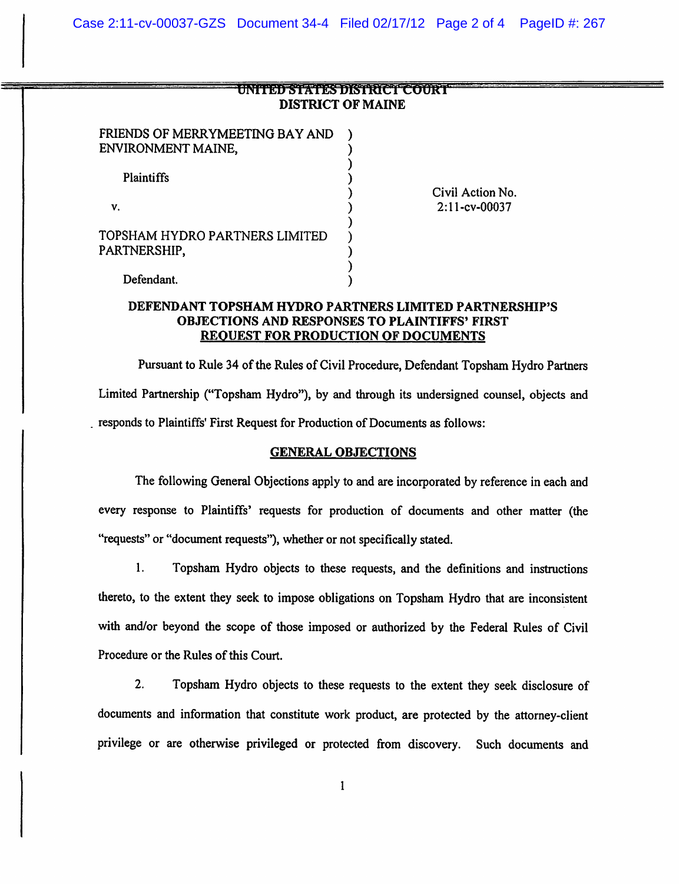UNITED STATES DISTRICT COURT
DISTRICT OF MAINE

| | | |
|---|---|---|
| FRIENDS OF MERRYMEETING BAY AND ENVIRONMENT MAINE, | ) | |
| Plaintiffs | ) | Civil Action No. 2:11-cv-00037 |
| v. | ) | |
| TOPSHAM HYDRO PARTNERS LIMITED PARTNERSHIP, | ) | |
| Defendant. | ) | |

**DEFENDANT TOPSHAM HYDRO PARTNERS LIMITED PARTNERSHIP'S OBJECTIONS AND RESPONSES TO PLAINTIFFS' FIRST REQUEST FOR PRODUCTION OF DOCUMENTS**

Pursuant to Rule 34 of the Rules of Civil Procedure, Defendant Topsham Hydro Partners Limited Partnership ("Topsham Hydro"), by and through its undersigned counsel, objects and responds to Plaintiffs' First Request for Production of Documents as follows:

**GENERAL OBJECTIONS**

The following General Objections apply to and are incorporated by reference in each and every response to Plaintiffs' requests for production of documents and other matter (the "requests" or "document requests"), whether or not specifically stated.

1. Topsham Hydro objects to these requests, and the definitions and instructions thereto, to the extent they seek to impose obligations on Topsham Hydro that are inconsistent with and/or beyond the scope of those imposed or authorized by the Federal Rules of Civil Procedure or the Rules of this Court.

2. Topsham Hydro objects to these requests to the extent they seek disclosure of documents and information that constitute work product, are protected by the attorney-client privilege or are otherwise privileged or protected from discovery. Such documents and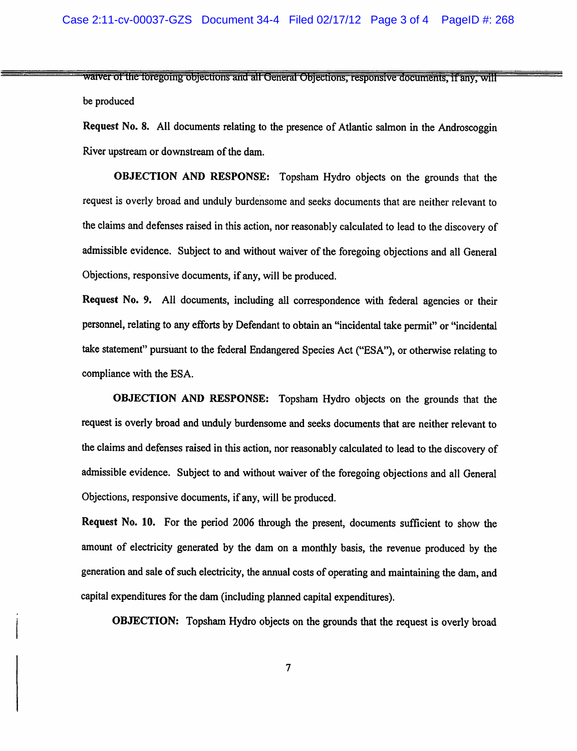waiver of the foregoing objections and all General Objections, responsive documents, if any, will be produced

**Request No. 8.** All documents relating to the presence of Atlantic salmon in the Androscoggin River upstream or downstream of the dam.

**OBJECTION AND RESPONSE:** Topsham Hydro objects on the grounds that the request is overly broad and unduly burdensome and seeks documents that are neither relevant to the claims and defenses raised in this action, nor reasonably calculated to lead to the discovery of admissible evidence. Subject to and without waiver of the foregoing objections and all General Objections, responsive documents, if any, will be produced.

**Request No. 9.** All documents, including all correspondence with federal agencies or their personnel, relating to any efforts by Defendant to obtain an "incidental take permit" or "incidental take statement" pursuant to the federal Endangered Species Act ("ESA"), or otherwise relating to compliance with the ESA.

**OBJECTION AND RESPONSE:** Topsham Hydro objects on the grounds that the request is overly broad and unduly burdensome and seeks documents that are neither relevant to the claims and defenses raised in this action, nor reasonably calculated to lead to the discovery of admissible evidence. Subject to and without waiver of the foregoing objections and all General Objections, responsive documents, if any, will be produced.

**Request No. 10.** For the period 2006 through the present, documents sufficient to show the amount of electricity generated by the dam on a monthly basis, the revenue produced by the generation and sale of such electricity, the annual costs of operating and maintaining the dam, and capital expenditures for the dam (including planned capital expenditures).

**OBJECTION:** Topsham Hydro objects on the grounds that the request is overly broad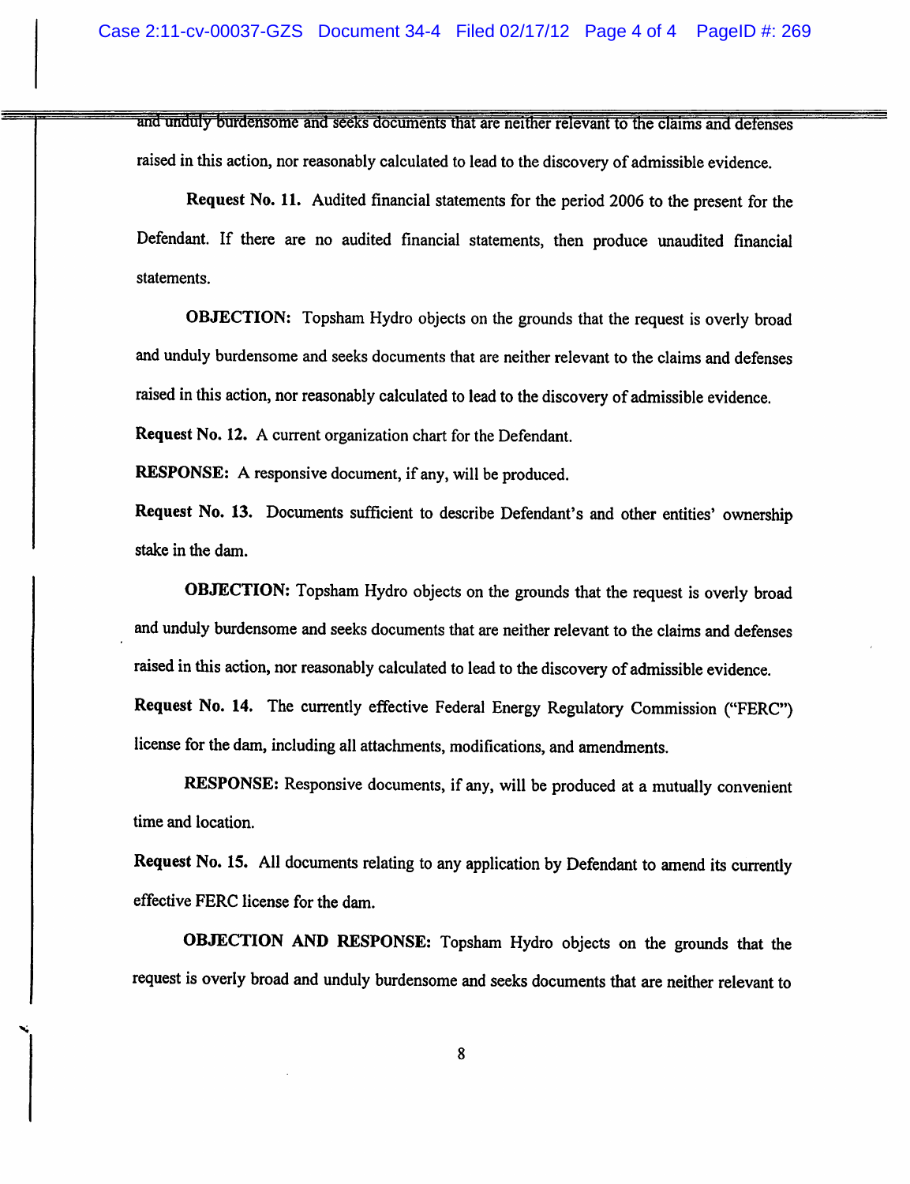and unduly burdensome and seeks documents that are neither relevant to the claims and defenses raised in this action, nor reasonably calculated to lead to the discovery of admissible evidence.

**Request No. 11.** Audited financial statements for the period 2006 to the present for the Defendant. If there are no audited financial statements, then produce unaudited financial statements.

**OBJECTION:** Topsham Hydro objects on the grounds that the request is overly broad and unduly burdensome and seeks documents that are neither relevant to the claims and defenses raised in this action, nor reasonably calculated to lead to the discovery of admissible evidence.

**Request No. 12.** A current organization chart for the Defendant.

**RESPONSE:** A responsive document, if any, will be produced.

**Request No. 13.** Documents sufficient to describe Defendant's and other entities' ownership stake in the dam.

**OBJECTION:** Topsham Hydro objects on the grounds that the request is overly broad and unduly burdensome and seeks documents that are neither relevant to the claims and defenses raised in this action, nor reasonably calculated to lead to the discovery of admissible evidence.

**Request No. 14.** The currently effective Federal Energy Regulatory Commission ("FERC") license for the dam, including all attachments, modifications, and amendments.

**RESPONSE:** Responsive documents, if any, will be produced at a mutually convenient time and location.

**Request No. 15.** All documents relating to any application by Defendant to amend its currently effective FERC license for the dam.

**OBJECTION AND RESPONSE:** Topsham Hydro objects on the grounds that the request is overly broad and unduly burdensome and seeks documents that are neither relevant to